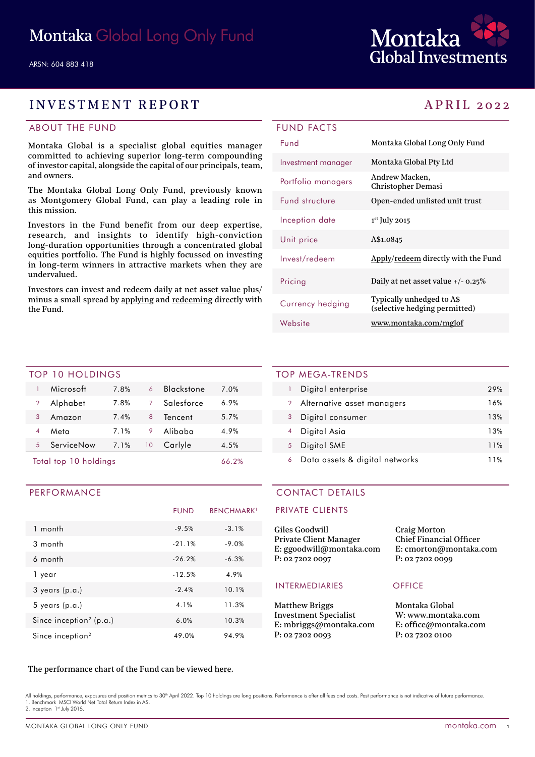# Montaka Global Long Only Fund

ARSN: 604 883 418

Montaka Global Investments

## INVESTMENT REPORT

## APRIL 2022

### ABOUT THE FUND

Montaka Global is a specialist global equities manager committed to achieving superior long-term compounding of investor capital, alongside the capital of our principals, team, and owners.

The Montaka Global Long Only Fund, previously known as Montgomery Global Fund, can play a leading role in this mission.

Investors in the Fund benefit from our deep expertise, research, and insights to identify high-conviction long-duration opportunities through a concentrated global equities portfolio. The Fund is highly focussed on investing in long-term winners in attractive markets when they are undervalued.

Investors can invest and redeem daily at net asset value plus/minus a small spread by applying and redeeming directly with the Fund.

### FUND FACTS

| | |
|---|---|
| Fund | Montaka Global Long Only Fund |
| Investment manager | Montaka Global Pty Ltd |
| Portfolio managers | Andrew Macken, Christopher Demasi |
| Fund structure | Open-ended unlisted unit trust |
| Inception date | 1st July 2015 |
| Unit price | A$1.0845 |
| Invest/redeem | Apply/redeem directly with the Fund |
| Pricing | Daily at net asset value +/- 0.25% |
| Currency hedging | Typically unhedged to A$ (selective hedging permitted) |
| Website | www.montaka.com/mglof |

### TOP 10 HOLDINGS

| | | | | | |
|---|---|---|---|---|---|
| 1 | Microsoft | 7.8% | 6 | Blackstone | 7.0% |
| 2 | Alphabet | 7.8% | 7 | Salesforce | 6.9% |
| 3 | Amazon | 7.4% | 8 | Tencent | 5.7% |
| 4 | Meta | 7.1% | 9 | Alibaba | 4.9% |
| 5 | ServiceNow | 7.1% | 10 | Carlyle | 4.5% |
| | Total top 10 holdings | | | | 66.2% |

### TOP MEGA-TRENDS

| | | |
|---|---|---|
| 1 | Digital enterprise | 29% |
| 2 | Alternative asset managers | 16% |
| 3 | Digital consumer | 13% |
| 4 | Digital Asia | 13% |
| 5 | Digital SME | 11% |
| 6 | Data assets & digital networks | 11% |

### PERFORMANCE

| | FUND | BENCHMARK[1] |
|---|---|---|
| 1 month | -9.5% | -3.1% |
| 3 month | -21.1% | -9.0% |
| 6 month | -26.2% | -6.3% |
| 1 year | -12.5% | 4.9% |
| 3 years (p.a.) | -2.4% | 10.1% |
| 5 years (p.a.) | 4.1% | 11.3% |
| Since inception[2] (p.a.) | 6.0% | 10.3% |
| Since inception[2] | 49.0% | 94.9% |

The performance chart of the Fund can be viewed here.

### CONTACT DETAILS

#### PRIVATE CLIENTS

Giles Goodwill
Private Client Manager
E: ggoodwill@montaka.com
P: 02 7202 0097

Craig Morton
Chief Financial Officer
E: cmorton@montaka.com
P: 02 7202 0099

#### INTERMEDIARIES

Matthew Briggs
Investment Specialist
E: mbriggs@montaka.com
P: 02 7202 0093

#### OFFICE

Montaka Global
W: www.montaka.com
E: office@montaka.com
P: 02 7202 0100

All holdings, performance, exposures and position metrics to 30th April 2022. Top 10 holdings are long positions. Performance is after all fees and costs. Past performance is not indicative of future performance.
1. Benchmark MSCI World Net Total Return Index in A$.
2. Inception 1st July 2015.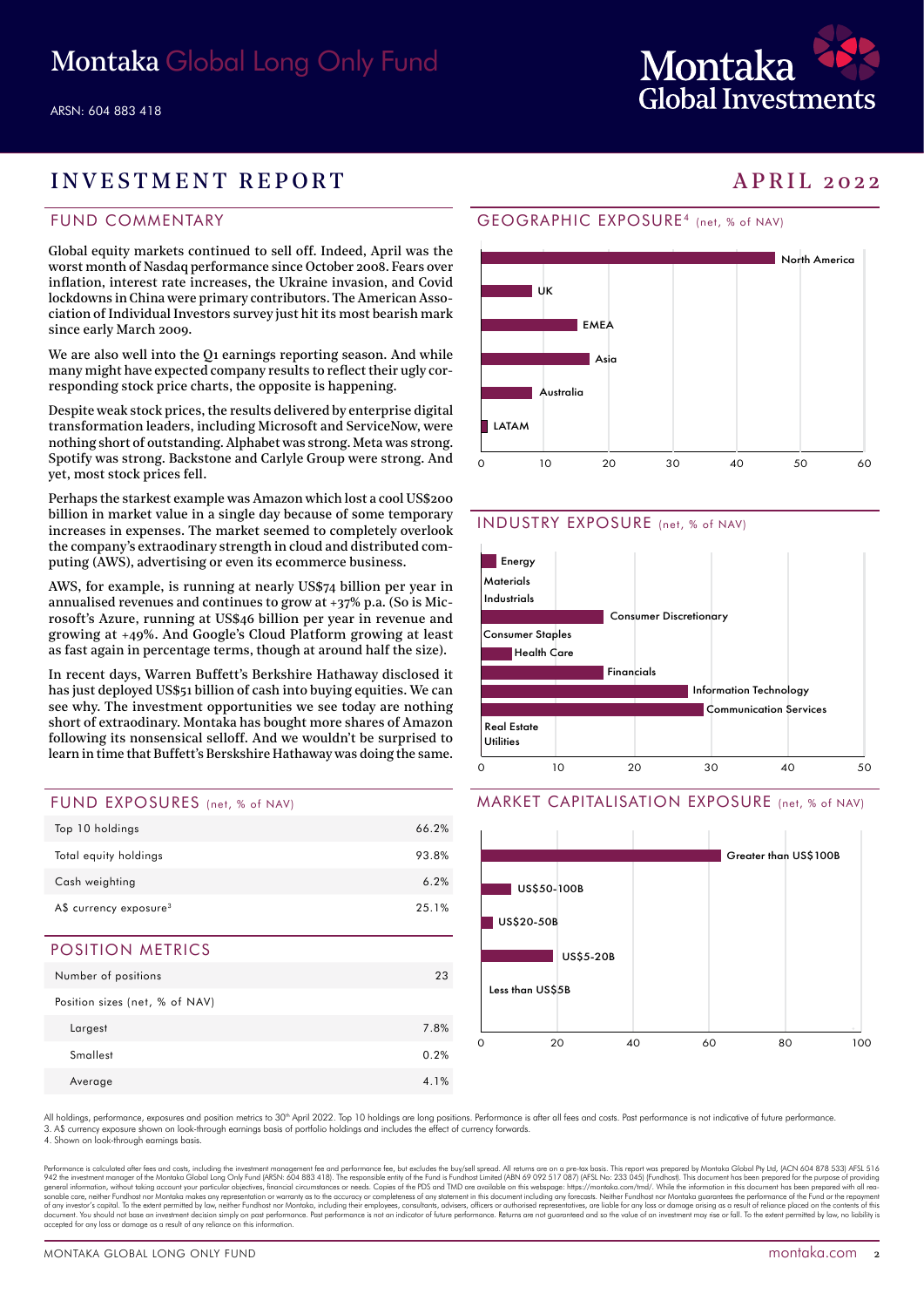# Montaka Global Long Only Fund

ARSN: 604 883 418

Montaka Global Investments

## INVESTMENT REPORT — APRIL 2022

### FUND COMMENTARY

Global equity markets continued to sell off. Indeed, April was the worst month of Nasdaq performance since October 2008. Fears over inflation, interest rate increases, the Ukraine invasion, and Covid lockdowns in China were primary contributors. The American Association of Individual Investors survey just hit its most bearish mark since early March 2009.

We are also well into the Q1 earnings reporting season. And while many might have expected company results to reflect their ugly corresponding stock price charts, the opposite is happening.

Despite weak stock prices, the results delivered by enterprise digital transformation leaders, including Microsoft and ServiceNow, were nothing short of outstanding. Alphabet was strong. Meta was strong. Spotify was strong. Backstone and Carlyle Group were strong. And yet, most stock prices fell.

Perhaps the starkest example was Amazon which lost a cool US$200 billion in market value in a single day because of some temporary increases in expenses. The market seemed to completely overlook the company's extraordinary strength in cloud and distributed computing (AWS), advertising or even its ecommerce business.

AWS, for example, is running at nearly US$74 billion per year in annualised revenues and continues to grow at +37% p.a. (So is Microsoft's Azure, running at US$46 billion per year in revenue and growing at +49%. And Google's Cloud Platform growing at least as fast again in percentage terms, though at around half the size).

In recent days, Warren Buffett's Berkshire Hathaway disclosed it has just deployed US$51 billion of cash into buying equities. We can see why. The investment opportunities we see today are nothing short of extraordinary. Montaka has bought more shares of Amazon following its nonsensical selloff. And we wouldn't be surprised to learn in time that Buffett's Berskshire Hathaway was doing the same.

### FUND EXPOSURES (net, % of NAV)

| | |
|---|---|
| Top 10 holdings | 66.2% |
| Total equity holdings | 93.8% |
| Cash weighting | 6.2% |
| A$ currency exposure[3] | 25.1% |

### POSITION METRICS

| | |
|---|---|
| Number of positions | 23 |
| Position sizes (net, % of NAV) | |
| Largest | 7.8% |
| Smallest | 0.2% |
| Average | 4.1% |

### GEOGRAPHIC EXPOSURE[4] (net, % of NAV)

North America
UK
EMEA
Asia
Australia
LATAM
0 10 20 30 40 50 60

### INDUSTRY EXPOSURE (net, % of NAV)

Energy
Materials
Industrials
Consumer Discretionary
Consumer Staples
Health Care
Financials
Information Technology
Communication Services
Real Estate
Utilities
0 10 20 30 40 50

### MARKET CAPITALISATION EXPOSURE (net, % of NAV)

Greater than US$100B
US$50-100B
US$20-50B
US$5-20B
Less than US$5B
0 20 40 60 80 100

All holdings, performance, exposures and position metrics to 30th April 2022. Top 10 holdings are long positions. Performance is after all fees and costs. Past performance is not indicative of future performance.
3. A$ currency exposure shown on look-through earnings basis of portfolio holdings and includes the effect of currency forwards.
4. Shown on look-through earnings basis.

Performance is calculated after fees and costs, including the investment management fee and performance fee, but excludes the buy/sell spread. All returns are on a pre-tax basis. This report was prepared by Montaka Global Pty Ltd, (ACN 604 878 533) AFSL 516 942 the investment manager of the Montaka Global Long Only Fund (ARSN: 604 883 418). The responsible entity of the Fund is Fundhost Limited (ABN 69 092 517 087) (AFSL No: 233 045) (Fundhost). This document has been prepared for the purpose of providing general information, without taking account your particular objectives, financial circumstances or needs. Copies of the PDS and TMD are available on this webpage: https://montaka.com/tmd/. While the information in this document has been prepared with all reasonable care, neither Fundhost nor Montaka makes any representation or warranty as to the accuracy or completeness of any statement in this document including any forecasts. Neither Fundhost nor Montaka guarantees the performance of the Fund or the repayment of any investor's capital. To the extent permitted by law, neither Fundhost nor Montaka, including their employees, consultants, advisers, officers or authorised representatives, are liable for any loss or damage arising as a result of reliance placed on the contents of this document. You should not base an investment decision simply on past performance. Past performance is not an indicator of future performance. Returns are not guaranteed and so the value of an investment may rise or fall. To the extent permitted by law, no liability is accepted for any loss or damage as a result of any reliance on this information.